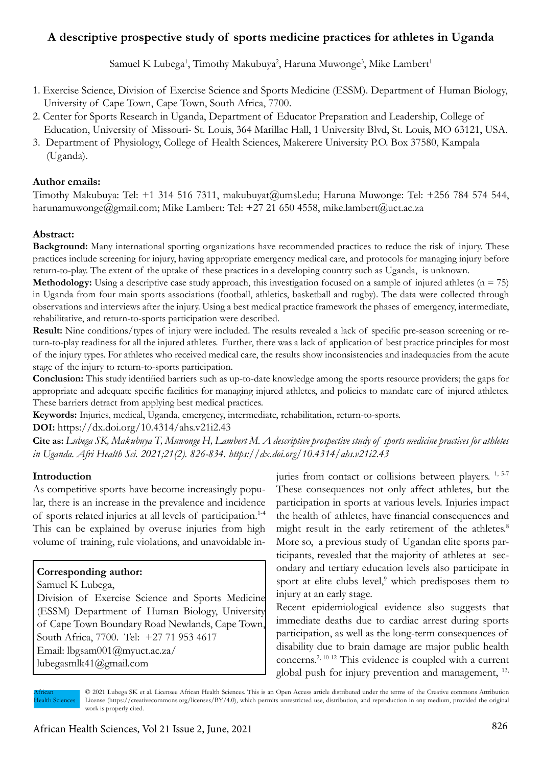# A descriptive prospective study of sports medicine practices for athletes in Uganda

Samuel K Lubega[1], Timothy Makubuya[2], Haruna Muwonge[3], Mike Lambert[1]

1. Exercise Science, Division of Exercise Science and Sports Medicine (ESSM). Department of Human Biology, University of Cape Town, Cape Town, South Africa, 7700.
2. Center for Sports Research in Uganda, Department of Educator Preparation and Leadership, College of Education, University of Missouri- St. Louis, 364 Marillac Hall, 1 University Blvd, St. Louis, MO 63121, USA.
3. Department of Physiology, College of Health Sciences, Makerere University P.O. Box 37580, Kampala (Uganda).

**Author emails:**

Timothy Makubuya: Tel: +1 314 516 7311, makubuyat@umsl.edu; Haruna Muwonge: Tel: +256 784 574 544, harunamuwonge@gmail.com; Mike Lambert: Tel: +27 21 650 4558, mike.lambert@uct.ac.za

**Abstract:**

**Background:** Many international sporting organizations have recommended practices to reduce the risk of injury. These practices include screening for injury, having appropriate emergency medical care, and protocols for managing injury before return-to-play. The extent of the uptake of these practices in a developing country such as Uganda, is unknown.

**Methodology:** Using a descriptive case study approach, this investigation focused on a sample of injured athletes (n = 75) in Uganda from four main sports associations (football, athletics, basketball and rugby). The data were collected through observations and interviews after the injury. Using a best medical practice framework the phases of emergency, intermediate, rehabilitative, and return-to-sports participation were described.

**Result:** Nine conditions/types of injury were included. The results revealed a lack of specific pre-season screening or return-to-play readiness for all the injured athletes. Further, there was a lack of application of best practice principles for most of the injury types. For athletes who received medical care, the results show inconsistencies and inadequacies from the acute stage of the injury to return-to-sports participation.

**Conclusion:** This study identified barriers such as up-to-date knowledge among the sports resource providers; the gaps for appropriate and adequate specific facilities for managing injured athletes, and policies to mandate care of injured athletes. These barriers detract from applying best medical practices.

**Keywords:** Injuries, medical, Uganda, emergency, intermediate, rehabilitation, return-to-sports.

**DOI:** https://dx.doi.org/10.4314/ahs.v21i2.43

**Cite as:** *Lubega SK, Makubuya T, Muwonge H, Lambert M. A descriptive prospective study of sports medicine practices for athletes in Uganda. Afri Health Sci. 2021;21(2). 826-834. https://dx.doi.org/10.4314/ahs.v21i2.43*

## Introduction

As competitive sports have become increasingly popular, there is an increase in the prevalence and incidence of sports related injuries at all levels of participation.[1-4] This can be explained by overuse injuries from high volume of training, rule violations, and unavoidable injuries from contact or collisions between players. [1, 5-7] These consequences not only affect athletes, but the participation in sports at various levels. Injuries impact the health of athletes, have financial consequences and might result in the early retirement of the athletes.[8] More so, a previous study of Ugandan elite sports participants, revealed that the majority of athletes at secondary and tertiary education levels also participate in sport at elite clubs level,[9] which predisposes them to injury at an early stage.

Recent epidemiological evidence also suggests that immediate deaths due to cardiac arrest during sports participation, as well as the long-term consequences of disability due to brain damage are major public health concerns.[2, 10-12] This evidence is coupled with a current global push for injury prevention and management, [13,

**Corresponding author:**
Samuel K Lubega,
Division of Exercise Science and Sports Medicine (ESSM) Department of Human Biology, University of Cape Town Boundary Road Newlands, Cape Town, South Africa, 7700. Tel: +27 71 953 4617
Email: lbgsam001@myuct.ac.za/ lubegasmlk41@gmail.com

African Health Sciences

© 2021 Lubega SK et al. Licensee African Health Sciences. This is an Open Access article distributed under the terms of the Creative commons Attribution License (https://creativecommons.org/licenses/BY/4.0), which permits unrestricted use, distribution, and reproduction in any medium, provided the original work is properly cited.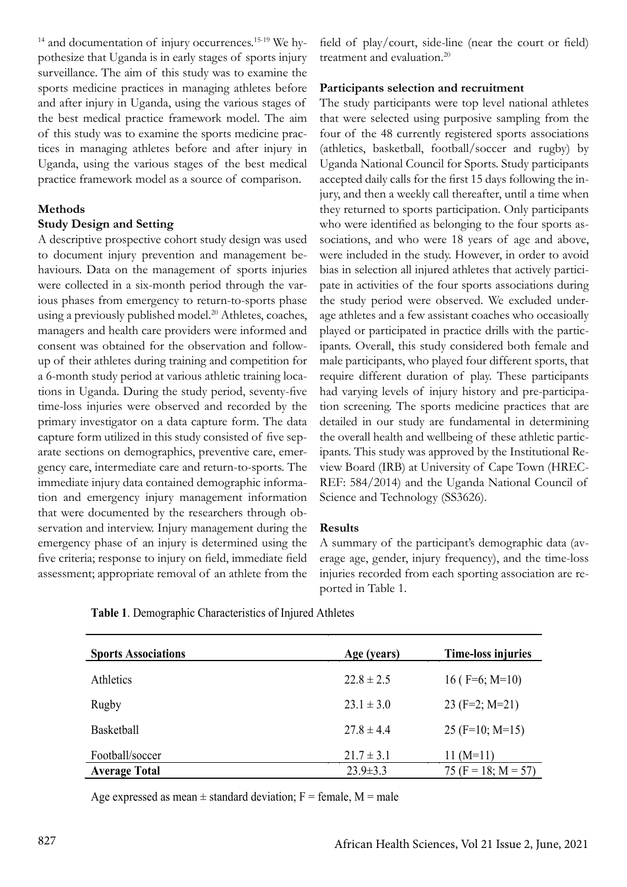[14] and documentation of injury occurrences.[15-19] We hypothesize that Uganda is in early stages of sports injury surveillance. The aim of this study was to examine the sports medicine practices in managing athletes before and after injury in Uganda, using the various stages of the best medical practice framework model. The aim of this study was to examine the sports medicine practices in managing athletes before and after injury in Uganda, using the various stages of the best medical practice framework model as a source of comparison.

## Methods

### Study Design and Setting

A descriptive prospective cohort study design was used to document injury prevention and management behaviours. Data on the management of sports injuries were collected in a six-month period through the various phases from emergency to return-to-sports phase using a previously published model.[20] Athletes, coaches, managers and health care providers were informed and consent was obtained for the observation and follow-up of their athletes during training and competition for a 6-month study period at various athletic training locations in Uganda. During the study period, seventy-five time-loss injuries were observed and recorded by the primary investigator on a data capture form. The data capture form utilized in this study consisted of five separate sections on demographics, preventive care, emergency care, intermediate care and return-to-sports. The immediate injury data contained demographic information and emergency injury management information that were documented by the researchers through observation and interview. Injury management during the emergency phase of an injury is determined using the five criteria; response to injury on field, immediate field assessment; appropriate removal of an athlete from the field of play/court, side-line (near the court or field) treatment and evaluation.[20]

### Participants selection and recruitment

The study participants were top level national athletes that were selected using purposive sampling from the four of the 48 currently registered sports associations (athletics, basketball, football/soccer and rugby) by Uganda National Council for Sports. Study participants accepted daily calls for the first 15 days following the injury, and then a weekly call thereafter, until a time when they returned to sports participation. Only participants who were identified as belonging to the four sports associations, and who were 18 years of age and above, were included in the study. However, in order to avoid bias in selection all injured athletes that actively participate in activities of the four sports associations during the study period were observed. We excluded underage athletes and a few assistant coaches who occasioally played or participated in practice drills with the participants. Overall, this study considered both female and male participants, who played four different sports, that require different duration of play. These participants had varying levels of injury history and pre-participation screening. The sports medicine practices that are detailed in our study are fundamental in determining the overall health and wellbeing of these athletic participants. This study was approved by the Institutional Review Board (IRB) at University of Cape Town (HREC-REF: 584/2014) and the Uganda National Council of Science and Technology (SS3626).

## Results

A summary of the participant's demographic data (average age, gender, injury frequency), and the time-loss injuries recorded from each sporting association are reported in Table 1.

**Table 1**. Demographic Characteristics of Injured Athletes

| Sports Associations | Age (years) | Time-loss injuries |
|---|---|---|
| Athletics | 22.8 ± 2.5 | 16 ( F=6; M=10) |
| Rugby | 23.1 ± 3.0 | 23 (F=2; M=21) |
| Basketball | 27.8 ± 4.4 | 25 (F=10; M=15) |
| Football/soccer | 21.7 ± 3.1 | 11 (M=11) |
| **Average Total** | 23.9±3.3 | 75 (F = 18; M = 57) |

Age expressed as mean ± standard deviation; F = female, M = male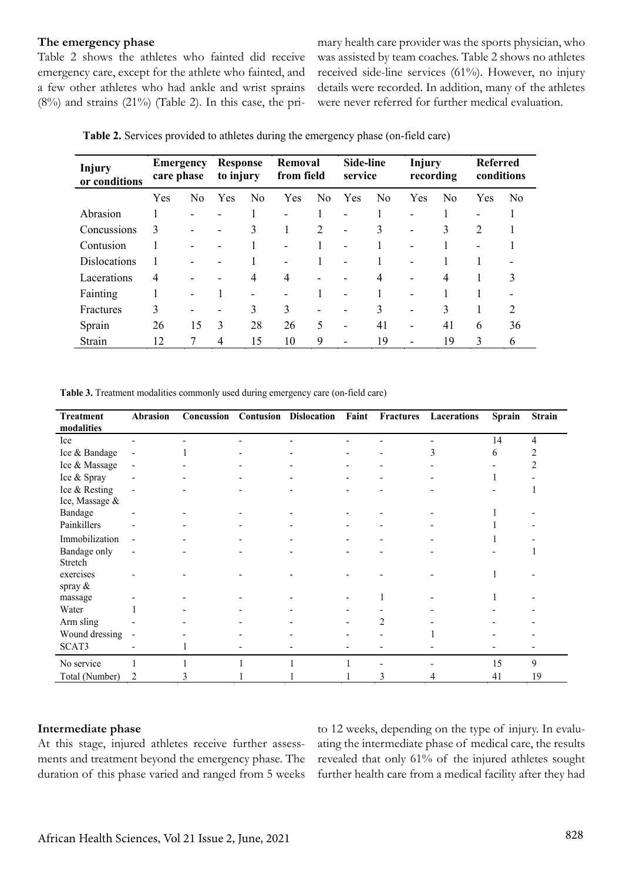### The emergency phase

Table 2 shows the athletes who fainted did receive emergency care, except for the athlete who fainted, and a few other athletes who had ankle and wrist sprains (8%) and strains (21%) (Table 2). In this case, the primary health care provider was the sports physician, who was assisted by team coaches. Table 2 shows no athletes received side-line services (61%). However, no injury details were recorded. In addition, many of the athletes were never referred for further medical evaluation.

**Table 2.** Services provided to athletes during the emergency phase (on-field care)

| Injury or conditions | Emergency care phase | | Response to injury | | Removal from field | | Side-line service | | Injury recording | | Referred conditions | |
|---|---|---|---|---|---|---|---|---|---|---|---|---|
| | Yes | No | Yes | No | Yes | No | Yes | No | Yes | No | Yes | No |
| Abrasion | 1 | - | - | 1 | - | 1 | - | 1 | - | 1 | - | 1 |
| Concussions | 3 | - | - | 3 | 1 | 2 | - | 3 | - | 3 | 2 | 1 |
| Contusion | 1 | - | - | 1 | - | 1 | - | 1 | - | 1 | - | 1 |
| Dislocations | 1 | - | - | 1 | - | 1 | - | 1 | - | 1 | 1 | - |
| Lacerations | 4 | - | - | 4 | 4 | - | - | 4 | - | 4 | 1 | 3 |
| Fainting | 1 | - | 1 | - | - | 1 | - | 1 | - | 1 | 1 | - |
| Fractures | 3 | - | - | 3 | 3 | - | - | 3 | - | 3 | 1 | 2 |
| Sprain | 26 | 15 | 3 | 28 | 26 | 5 | - | 41 | - | 41 | 6 | 36 |
| Strain | 12 | 7 | 4 | 15 | 10 | 9 | - | 19 | - | 19 | 3 | 6 |

**Table 3.** Treatment modalities commonly used during emergency care (on-field care)

| Treatment modalities | Abrasion | Concussion | Contusion | Dislocation | Faint | Fractures | Lacerations | Sprain | Strain |
|---|---|---|---|---|---|---|---|---|---|
| Ice | - | - | - | - | - | - | - | 14 | 4 |
| Ice & Bandage | - | 1 | - | - | - | - | 3 | 6 | 2 |
| Ice & Massage | - | - | - | - | - | - | - | - | 2 |
| Ice & Spray | - | - | - | - | - | - | - | 1 | - |
| Ice & Resting | - | - | - | - | - | - | - | - | 1 |
| Ice, Massage & Bandage | - | - | - | - | - | - | - | 1 | - |
| Painkillers | - | - | - | - | - | - | - | 1 | - |
| Immobilization | - | - | - | - | - | - | - | 1 | - |
| Bandage only | - | - | - | - | - | - | - | - | 1 |
| Stretch exercises | - | - | - | - | - | - | - | 1 | - |
| spray & massage | - | - | - | - | - | 1 | - | 1 | - |
| Water | 1 | - | - | - | - | - | - | - | - |
| Arm sling | - | - | - | - | - | 2 | - | - | - |
| Wound dressing | - | - | - | - | - | - | 1 | - | - |
| SCAT3 | - | 1 | - | - | - | - | - | - | - |
| No service | 1 | 1 | 1 | 1 | 1 | - | - | 15 | 9 |
| Total (Number) | 2 | 3 | 1 | 1 | 1 | 3 | 4 | 41 | 19 |

### Intermediate phase

At this stage, injured athletes receive further assessments and treatment beyond the emergency phase. The duration of this phase varied and ranged from 5 weeks to 12 weeks, depending on the type of injury. In evaluating the intermediate phase of medical care, the results revealed that only 61% of the injured athletes sought further health care from a medical facility after they had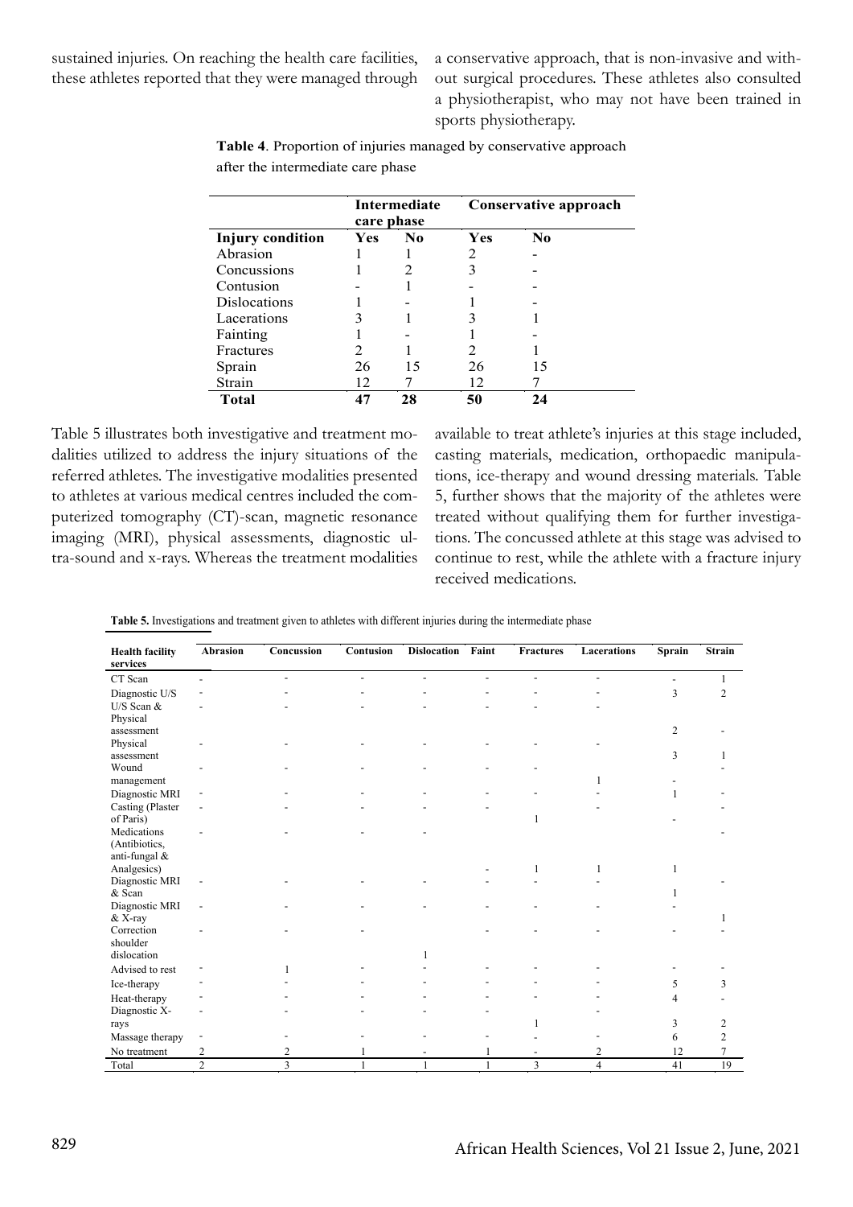sustained injuries. On reaching the health care facilities, these athletes reported that they were managed through a conservative approach, that is non-invasive and without surgical procedures. These athletes also consulted a physiotherapist, who may not have been trained in sports physiotherapy.

**Table 4**. Proportion of injuries managed by conservative approach after the intermediate care phase

| | Intermediate care phase | | Conservative approach | |
|---|---|---|---|---|
| **Injury condition** | **Yes** | **No** | **Yes** | **No** |
| Abrasion | 1 | 1 | 2 | - |
| Concussions | 1 | 2 | 3 | - |
| Contusion | - | 1 | - | - |
| Dislocations | 1 | - | 1 | - |
| Lacerations | 3 | 1 | 3 | 1 |
| Fainting | 1 | - | 1 | - |
| Fractures | 2 | 1 | 2 | 1 |
| Sprain | 26 | 15 | 26 | 15 |
| Strain | 12 | 7 | 12 | 7 |
| **Total** | **47** | **28** | **50** | **24** |

Table 5 illustrates both investigative and treatment modalities utilized to address the injury situations of the referred athletes. The investigative modalities presented to athletes at various medical centres included the computerized tomography (CT)-scan, magnetic resonance imaging (MRI), physical assessments, diagnostic ultra-sound and x-rays. Whereas the treatment modalities available to treat athlete's injuries at this stage included, casting materials, medication, orthopaedic manipulations, ice-therapy and wound dressing materials. Table 5, further shows that the majority of the athletes were treated without qualifying them for further investigations. The concussed athlete at this stage was advised to continue to rest, while the athlete with a fracture injury received medications.

**Table 5.** Investigations and treatment given to athletes with different injuries during the intermediate phase

| Health facility services | Abrasion | Concussion | Contusion | Dislocation | Faint | Fractures | Lacerations | Sprain | Strain |
|---|---|---|---|---|---|---|---|---|---|
| CT Scan | - | - | - | - | - | - | - | - | 1 |
| Diagnostic U/S | - | - | - | - | - | - | - | 3 | 2 |
| U/S Scan & Physical assessment | - | - | - | - | - | - | - | 2 | - |
| Physical assessment | - | - | - | - | - | - | - | 3 | 1 |
| Wound management | - | - | - | - | - | - | 1 | - | - |
| Diagnostic MRI | - | - | - | - | - | - | - | 1 | - |
| Casting (Plaster of Paris) | - | - | - | - | - | 1 | - | - | - |
| Medications (Antibiotics, anti-fungal & Analgesics) | - | - | - | - | - | 1 | 1 | 1 | - |
| Diagnostic MRI & Scan | - | - | - | - | - | - | - | 1 | - |
| Diagnostic MRI & X-ray | - | - | - | - | - | - | - | - | 1 |
| Correction shoulder dislocation | - | - | - | 1 | - | - | - | - | - |
| Advised to rest | - | 1 | - | - | - | - | - | - | - |
| Ice-therapy | - | - | - | - | - | - | - | 5 | 3 |
| Heat-therapy | - | - | - | - | - | - | - | 4 | - |
| Diagnostic X-rays | - | - | - | - | - | 1 | - | 3 | 2 |
| Massage therapy | - | - | - | - | - | - | - | 6 | 2 |
| No treatment | 2 | 2 | 1 | - | 1 | - | 2 | 12 | 7 |
| Total | 2 | 3 | 1 | 1 | 1 | 3 | 4 | 41 | 19 |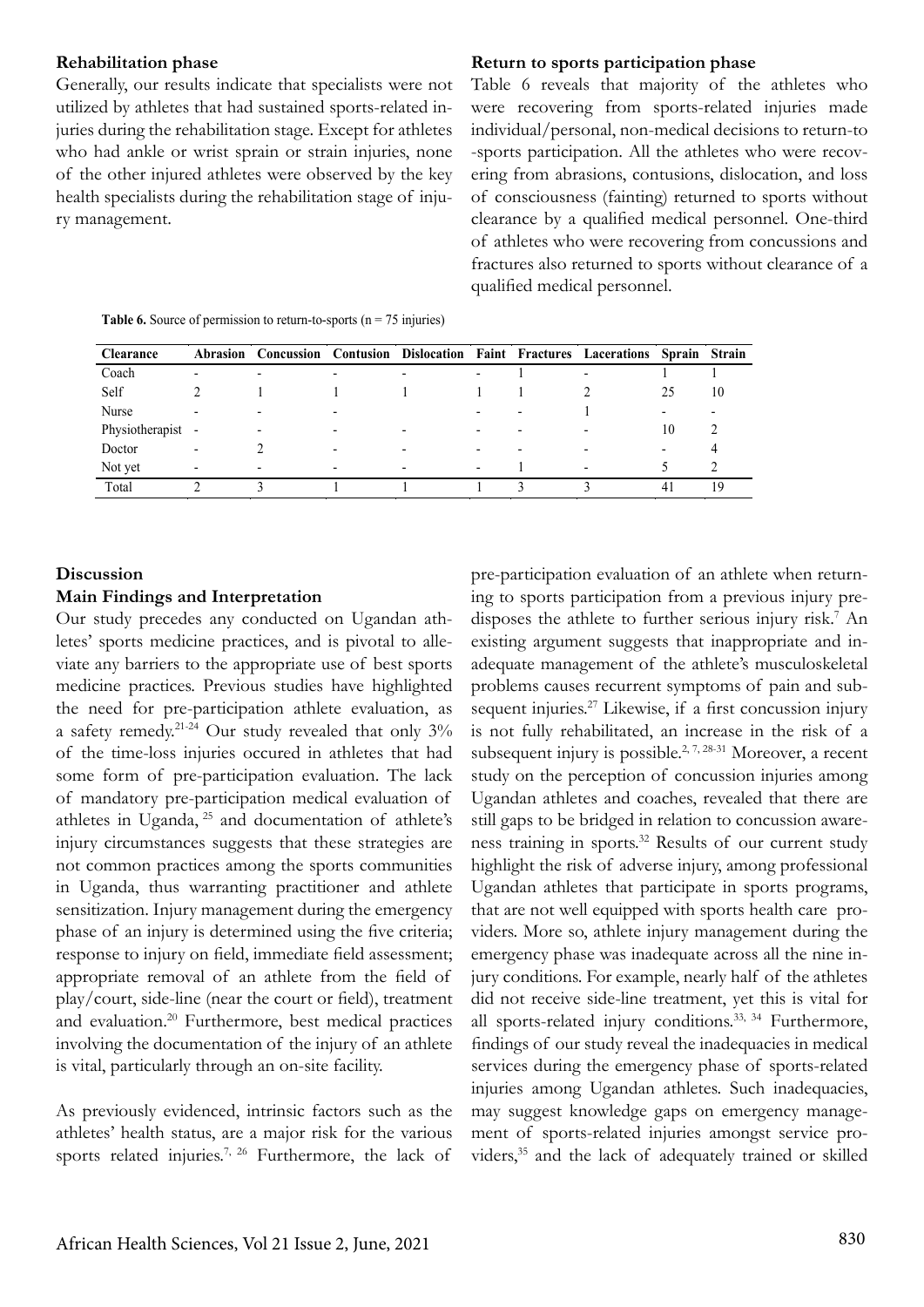**Rehabilitation phase**

Generally, our results indicate that specialists were not utilized by athletes that had sustained sports-related injuries during the rehabilitation stage. Except for athletes who had ankle or wrist sprain or strain injuries, none of the other injured athletes were observed by the key health specialists during the rehabilitation stage of injury management.

**Return to sports participation phase**

Table 6 reveals that majority of the athletes who were recovering from sports-related injuries made individual/personal, non-medical decisions to return-to-sports participation. All the athletes who were recovering from abrasions, contusions, dislocation, and loss of consciousness (fainting) returned to sports without clearance by a qualified medical personnel. One-third of athletes who were recovering from concussions and fractures also returned to sports without clearance of a qualified medical personnel.

**Table 6.** Source of permission to return-to-sports (n = 75 injuries)

| Clearance | Abrasion | Concussion | Contusion | Dislocation | Faint | Fractures | Lacerations | Sprain | Strain |
|---|---|---|---|---|---|---|---|---|---|
| Coach | - | - | - | - | - | 1 | - | 1 | 1 |
| Self | 2 | 1 | 1 | 1 | 1 | 1 | 2 | 25 | 10 |
| Nurse | - | - | - |  | - | - | 1 | - | - |
| Physiotherapist | - | - | - | - | - | - | - | 10 | 2 |
| Doctor | - | 2 | - | - | - | - | - | - | 4 |
| Not yet | - | - | - | - | - | 1 | - | 5 | 2 |
| Total | 2 | 3 | 1 | 1 | 1 | 3 | 3 | 41 | 19 |

## Discussion

### Main Findings and Interpretation

Our study precedes any conducted on Ugandan athletes' sports medicine practices, and is pivotal to alleviate any barriers to the appropriate use of best sports medicine practices. Previous studies have highlighted the need for pre-participation athlete evaluation, as a safety remedy.[21-24] Our study revealed that only 3% of the time-loss injuries occured in athletes that had some form of pre-participation evaluation. The lack of mandatory pre-participation medical evaluation of athletes in Uganda, [25] and documentation of athlete's injury circumstances suggests that these strategies are not common practices among the sports communities in Uganda, thus warranting practitioner and athlete sensitization. Injury management during the emergency phase of an injury is determined using the five criteria; response to injury on field, immediate field assessment; appropriate removal of an athlete from the field of play/court, side-line (near the court or field), treatment and evaluation.[20] Furthermore, best medical practices involving the documentation of the injury of an athlete is vital, particularly through an on-site facility.

As previously evidenced, intrinsic factors such as the athletes' health status, are a major risk for the various sports related injuries.[7, 26] Furthermore, the lack of pre-participation evaluation of an athlete when returning to sports participation from a previous injury predisposes the athlete to further serious injury risk.[7] An existing argument suggests that inappropriate and inadequate management of the athlete's musculoskeletal problems causes recurrent symptoms of pain and subsequent injuries.[27] Likewise, if a first concussion injury is not fully rehabilitated, an increase in the risk of a subsequent injury is possible.[2, 7, 28-31] Moreover, a recent study on the perception of concussion injuries among Ugandan athletes and coaches, revealed that there are still gaps to be bridged in relation to concussion awareness training in sports.[32] Results of our current study highlight the risk of adverse injury, among professional Ugandan athletes that participate in sports programs, that are not well equipped with sports health care providers. More so, athlete injury management during the emergency phase was inadequate across all the nine injury conditions. For example, nearly half of the athletes did not receive side-line treatment, yet this is vital for all sports-related injury conditions.[33, 34] Furthermore, findings of our study reveal the inadequacies in medical services during the emergency phase of sports-related injuries among Ugandan athletes. Such inadequacies, may suggest knowledge gaps on emergency management of sports-related injuries amongst service providers,[35] and the lack of adequately trained or skilled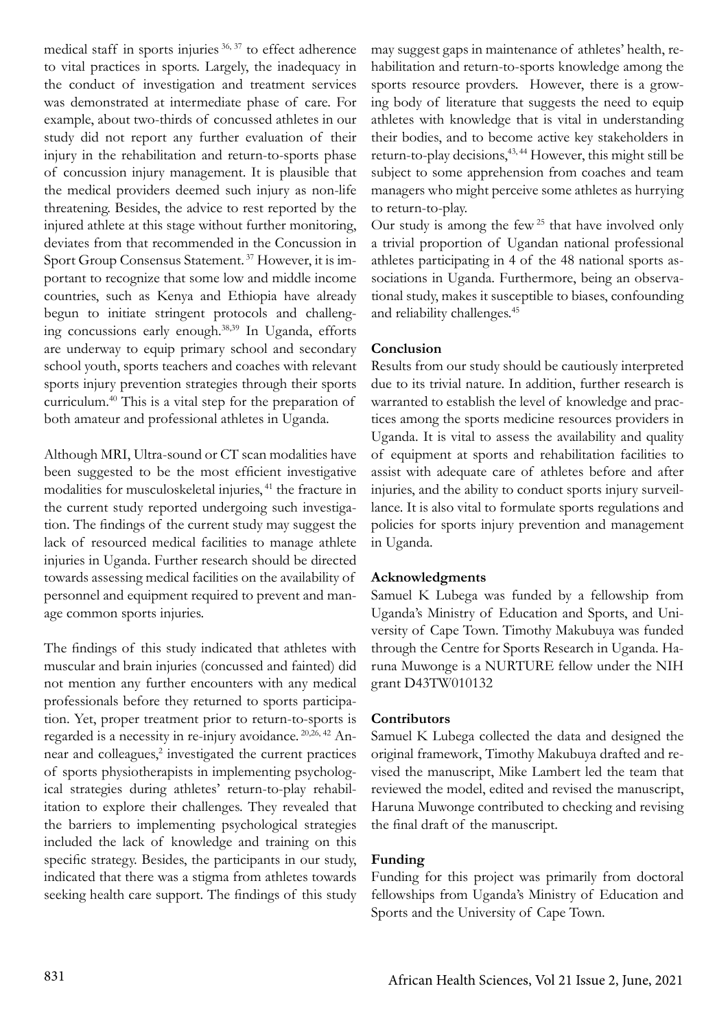medical staff in sports injuries [36, 37] to effect adherence to vital practices in sports. Largely, the inadequacy in the conduct of investigation and treatment services was demonstrated at intermediate phase of care. For example, about two-thirds of concussed athletes in our study did not report any further evaluation of their injury in the rehabilitation and return-to-sports phase of concussion injury management. It is plausible that the medical providers deemed such injury as non-life threatening. Besides, the advice to rest reported by the injured athlete at this stage without further monitoring, deviates from that recommended in the Concussion in Sport Group Consensus Statement. [37] However, it is important to recognize that some low and middle income countries, such as Kenya and Ethiopia have already begun to initiate stringent protocols and challenging concussions early enough.[38,39] In Uganda, efforts are underway to equip primary school and secondary school youth, sports teachers and coaches with relevant sports injury prevention strategies through their sports curriculum.[40] This is a vital step for the preparation of both amateur and professional athletes in Uganda.

Although MRI, Ultra-sound or CT scan modalities have been suggested to be the most efficient investigative modalities for musculoskeletal injuries, [41] the fracture in the current study reported undergoing such investigation. The findings of the current study may suggest the lack of resourced medical facilities to manage athlete injuries in Uganda. Further research should be directed towards assessing medical facilities on the availability of personnel and equipment required to prevent and manage common sports injuries.

The findings of this study indicated that athletes with muscular and brain injuries (concussed and fainted) did not mention any further encounters with any medical professionals before they returned to sports participation. Yet, proper treatment prior to return-to-sports is regarded is a necessity in re-injury avoidance. [20,26, 42] Annear and colleagues,[2] investigated the current practices of sports physiotherapists in implementing psychological strategies during athletes' return-to-play rehabilitation to explore their challenges. They revealed that the barriers to implementing psychological strategies included the lack of knowledge and training on this specific strategy. Besides, the participants in our study, indicated that there was a stigma from athletes towards seeking health care support. The findings of this study may suggest gaps in maintenance of athletes' health, rehabilitation and return-to-sports knowledge among the sports resource provders. However, there is a growing body of literature that suggests the need to equip athletes with knowledge that is vital in understanding their bodies, and to become active key stakeholders in return-to-play decisions,[43, 44] However, this might still be subject to some apprehension from coaches and team managers who might perceive some athletes as hurrying to return-to-play.

Our study is among the few [25] that have involved only a trivial proportion of Ugandan national professional athletes participating in 4 of the 48 national sports associations in Uganda. Furthermore, being an observational study, makes it susceptible to biases, confounding and reliability challenges.[45]

**Conclusion**

Results from our study should be cautiously interpreted due to its trivial nature. In addition, further research is warranted to establish the level of knowledge and practices among the sports medicine resources providers in Uganda. It is vital to assess the availability and quality of equipment at sports and rehabilitation facilities to assist with adequate care of athletes before and after injuries, and the ability to conduct sports injury surveillance. It is also vital to formulate sports regulations and policies for sports injury prevention and management in Uganda.

**Acknowledgments**

Samuel K Lubega was funded by a fellowship from Uganda's Ministry of Education and Sports, and University of Cape Town. Timothy Makubuya was funded through the Centre for Sports Research in Uganda. Haruna Muwonge is a NURTURE fellow under the NIH grant D43TW010132

**Contributors**

Samuel K Lubega collected the data and designed the original framework, Timothy Makubuya drafted and revised the manuscript, Mike Lambert led the team that reviewed the model, edited and revised the manuscript, Haruna Muwonge contributed to checking and revising the final draft of the manuscript.

**Funding**

Funding for this project was primarily from doctoral fellowships from Uganda's Ministry of Education and Sports and the University of Cape Town.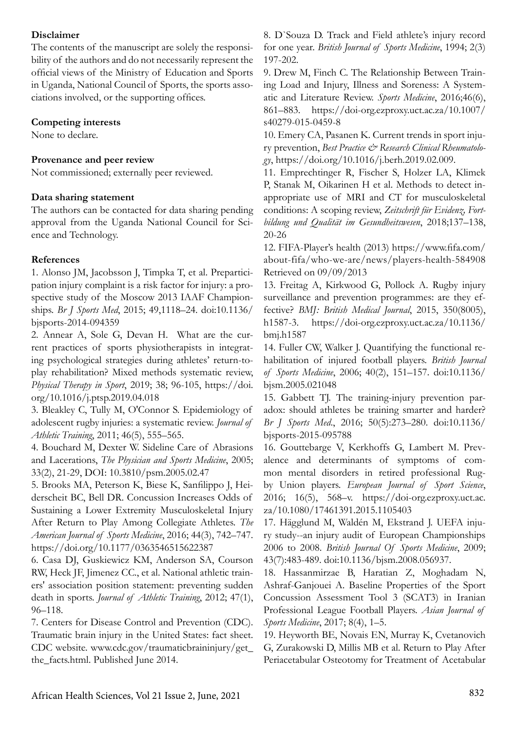**Disclaimer**

The contents of the manuscript are solely the responsibility of the authors and do not necessarily represent the official views of the Ministry of Education and Sports in Uganda, National Council of Sports, the sports associations involved, or the supporting offices.

**Competing interests**

None to declare.

**Provenance and peer review**

Not commissioned; externally peer reviewed.

**Data sharing statement**

The authors can be contacted for data sharing pending approval from the Uganda National Council for Science and Technology.

**References**

1. Alonso JM, Jacobsson J, Timpka T, et al. Preparticipation injury complaint is a risk factor for injury: a prospective study of the Moscow 2013 IAAF Championships. *Br J Sports Med*, 2015; 49,1118–24. doi:10.1136/bjsports-2014-094359

2. Annear A, Sole G, Devan H. What are the current practices of sports physiotherapists in integrating psychological strategies during athletes' return-to-play rehabilitation? Mixed methods systematic review, *Physical Therapy in Sport*, 2019; 38; 96-105, https://doi.org/10.1016/j.ptsp.2019.04.018

3. Bleakley C, Tully M, O'Connor S. Epidemiology of adolescent rugby injuries: a systematic review. *Journal of Athletic Training*, 2011; 46(5), 555–565.

4. Bouchard M, Dexter W. Sideline Care of Abrasions and Lacerations, *The Physician and Sports Medicine*, 2005; 33(2), 21-29, DOI: 10.3810/psm.2005.02.47

5. Brooks MA, Peterson K, Biese K, Sanfilippo J, Heiderscheit BC, Bell DR. Concussion Increases Odds of Sustaining a Lower Extremity Musculoskeletal Injury After Return to Play Among Collegiate Athletes. *The American Journal of Sports Medicine*, 2016; 44(3), 742–747. https://doi.org/10.1177/0363546515622387

6. Casa DJ, Guskiewicz KM, Anderson SA, Courson RW, Heck JF, Jimenez CC., et al. National athletic trainers' association position statement: preventing sudden death in sports. *Journal of Athletic Training*, 2012; 47(1), 96–118.

7. Centers for Disease Control and Prevention (CDC). Traumatic brain injury in the United States: fact sheet. CDC website. www.cdc.gov/traumaticbraininjury/get_the_facts.html. Published June 2014.

8. D`Souza D. Track and Field athlete's injury record for one year. *British Journal of Sports Medicine*, 1994; 2(3) 197-202.

9. Drew M, Finch C. The Relationship Between Training Load and Injury, Illness and Soreness: A Systematic and Literature Review. *Sports Medicine*, 2016;46(6), 861–883. https://doi-org.ezproxy.uct.ac.za/10.1007/s40279-015-0459-8

10. Emery CA, Pasanen K. Current trends in sport injury prevention, *Best Practice & Research Clinical Rheumatology*, https://doi.org/10.1016/j.berh.2019.02.009.

11. Emprechtinger R, Fischer S, Holzer LA, Klimek P, Stanak M, Oikarinen H et al. Methods to detect inappropriate use of MRI and CT for musculoskeletal conditions: A scoping review, *Zeitschrift für Evidenz, Fortbildung und Qualität im Gesundheitswesen*, 2018;137–138, 20-26

12. FIFA-Player's health (2013) https://www.fifa.com/about-fifa/who-we-are/news/players-health-584908 Retrieved on 09/09/2013

13. Freitag A, Kirkwood G, Pollock A. Rugby injury surveillance and prevention programmes: are they effective? *BMJ: British Medical Journal*, 2015, 350(8005), h1587-3. https://doi-org.ezproxy.uct.ac.za/10.1136/bmj.h1587

14. Fuller CW, Walker J. Quantifying the functional rehabilitation of injured football players. *British Journal of Sports Medicine*, 2006; 40(2), 151–157. doi:10.1136/bjsm.2005.021048

15. Gabbett TJ. The training-injury prevention paradox: should athletes be training smarter and harder? *Br J Sports Med*., 2016; 50(5):273–280. doi:10.1136/bjsports-2015-095788

16. Gouttebarge V, Kerkhoffs G, Lambert M. Prevalence and determinants of symptoms of common mental disorders in retired professional Rugby Union players. *European Journal of Sport Science*, 2016; 16(5), 568–v. https://doi-org.ezproxy.uct.ac.za/10.1080/17461391.2015.1105403

17. Hägglund M, Waldén M, Ekstrand J. UEFA injury study--an injury audit of European Championships 2006 to 2008. *British Journal Of Sports Medicine*, 2009; 43(7):483-489. doi:10.1136/bjsm.2008.056937.

18. Hassanmirzae B, Haratian Z, Moghadam N, Ashraf-Ganjouei A. Baseline Properties of the Sport Concussion Assessment Tool 3 (SCAT3) in Iranian Professional League Football Players. *Asian Journal of Sports Medicine*, 2017; 8(4), 1–5.

19. Heyworth BE, Novais EN, Murray K, Cvetanovich G, Zurakowski D, Millis MB et al. Return to Play After Periacetabular Osteotomy for Treatment of Acetabular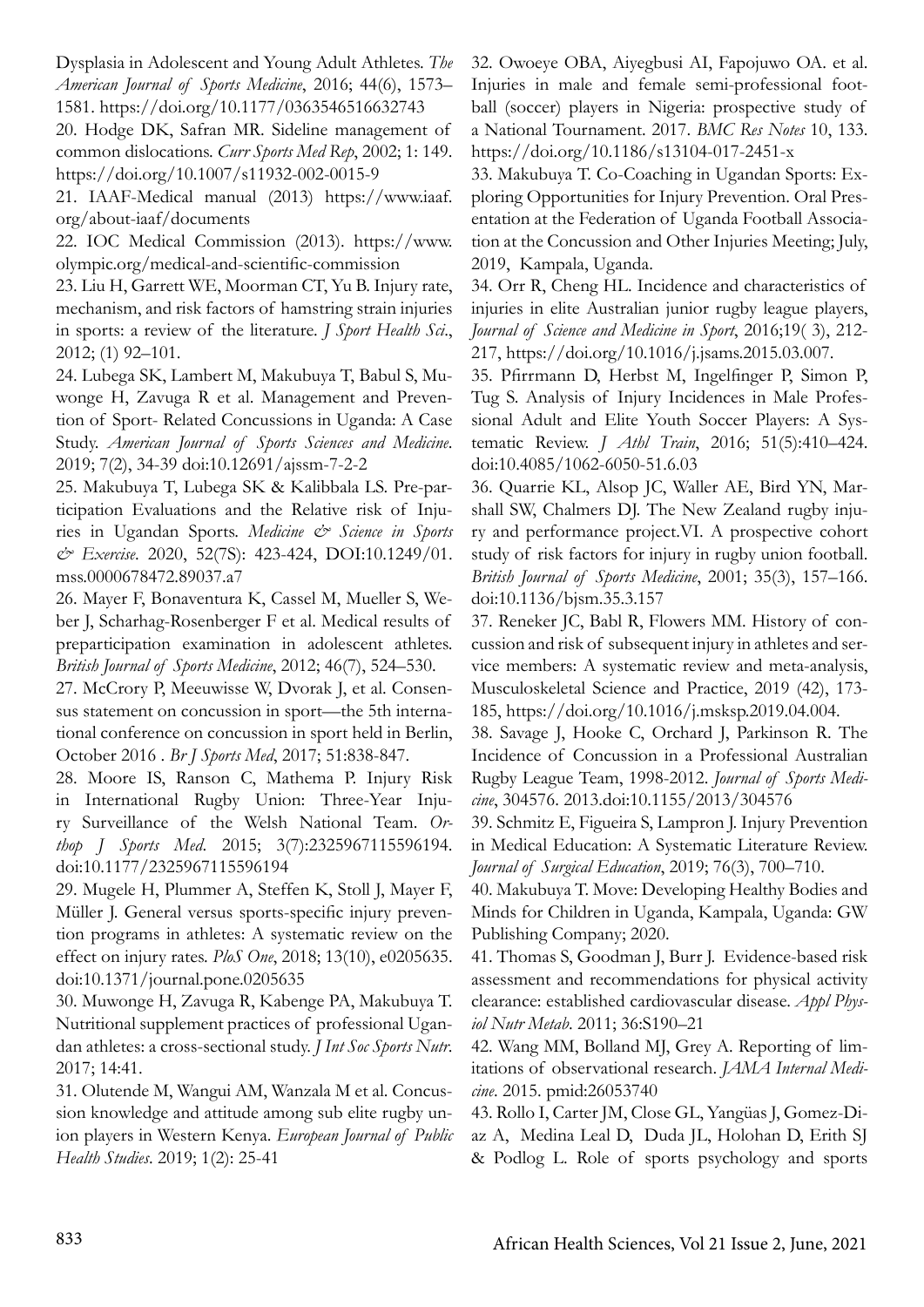Dysplasia in Adolescent and Young Adult Athletes. *The American Journal of Sports Medicine*, 2016; 44(6), 1573–1581. https://doi.org/10.1177/0363546516632743

20. Hodge DK, Safran MR. Sideline management of common dislocations. *Curr Sports Med Rep*, 2002; 1: 149. https://doi.org/10.1007/s11932-002-0015-9

21. IAAF-Medical manual (2013) https://www.iaaf.org/about-iaaf/documents

22. IOC Medical Commission (2013). https://www.olympic.org/medical-and-scientific-commission

23. Liu H, Garrett WE, Moorman CT, Yu B. Injury rate, mechanism, and risk factors of hamstring strain injuries in sports: a review of the literature. *J Sport Health Sci*., 2012; (1) 92–101.

24. Lubega SK, Lambert M, Makubuya T, Babul S, Muwonge H, Zavuga R et al. Management and Prevention of Sport- Related Concussions in Uganda: A Case Study. *American Journal of Sports Sciences and Medicine*. 2019; 7(2), 34-39 doi:10.12691/ajssm-7-2-2

25. Makubuya T, Lubega SK & Kalibbala LS. Pre-participation Evaluations and the Relative risk of Injuries in Ugandan Sports. *Medicine & Science in Sports & Exercise*. 2020, 52(7S): 423-424, DOI:10.1249/01.mss.0000678472.89037.a7

26. Mayer F, Bonaventura K, Cassel M, Mueller S, Weber J, Scharhag-Rosenberger F et al. Medical results of preparticipation examination in adolescent athletes. *British Journal of Sports Medicine*, 2012; 46(7), 524–530.

27. McCrory P, Meeuwisse W, Dvorak J, et al. Consensus statement on concussion in sport—the 5th international conference on concussion in sport held in Berlin, October 2016 . *Br J Sports Med*, 2017; 51:838-847.

28. Moore IS, Ranson C, Mathema P. Injury Risk in International Rugby Union: Three-Year Injury Surveillance of the Welsh National Team. *Orthop J Sports Med*. 2015; 3(7):2325967115596194. doi:10.1177/2325967115596194

29. Mugele H, Plummer A, Steffen K, Stoll J, Mayer F, Müller J. General versus sports-specific injury prevention programs in athletes: A systematic review on the effect on injury rates. *PloS One*, 2018; 13(10), e0205635. doi:10.1371/journal.pone.0205635

30. Muwonge H, Zavuga R, Kabenge PA, Makubuya T. Nutritional supplement practices of professional Ugandan athletes: a cross-sectional study. *J Int Soc Sports Nutr*. 2017; 14:41.

31. Olutende M, Wangui AM, Wanzala M et al. Concussion knowledge and attitude among sub elite rugby union players in Western Kenya. *European Journal of Public Health Studies*. 2019; 1(2): 25-41

32. Owoeye OBA, Aiyegbusi AI, Fapojuwo OA. et al. Injuries in male and female semi-professional football (soccer) players in Nigeria: prospective study of a National Tournament. 2017. *BMC Res Notes* 10, 133. https://doi.org/10.1186/s13104-017-2451-x

33. Makubuya T. Co-Coaching in Ugandan Sports: Exploring Opportunities for Injury Prevention. Oral Presentation at the Federation of Uganda Football Association at the Concussion and Other Injuries Meeting; July, 2019, Kampala, Uganda.

34. Orr R, Cheng HL. Incidence and characteristics of injuries in elite Australian junior rugby league players, *Journal of Science and Medicine in Sport*, 2016;19( 3), 212-217, https://doi.org/10.1016/j.jsams.2015.03.007.

35. Pfirrmann D, Herbst M, Ingelfinger P, Simon P, Tug S. Analysis of Injury Incidences in Male Professional Adult and Elite Youth Soccer Players: A Systematic Review. *J Athl Train*, 2016; 51(5):410–424. doi:10.4085/1062-6050-51.6.03

36. Quarrie KL, Alsop JC, Waller AE, Bird YN, Marshall SW, Chalmers DJ. The New Zealand rugby injury and performance project.VI. A prospective cohort study of risk factors for injury in rugby union football. *British Journal of Sports Medicine*, 2001; 35(3), 157–166. doi:10.1136/bjsm.35.3.157

37. Reneker JC, Babl R, Flowers MM. History of concussion and risk of subsequent injury in athletes and service members: A systematic review and meta-analysis, Musculoskeletal Science and Practice, 2019 (42), 173-185, https://doi.org/10.1016/j.msksp.2019.04.004.

38. Savage J, Hooke C, Orchard J, Parkinson R. The Incidence of Concussion in a Professional Australian Rugby League Team, 1998-2012. *Journal of Sports Medicine*, 304576. 2013.doi:10.1155/2013/304576

39. Schmitz E, Figueira S, Lampron J. Injury Prevention in Medical Education: A Systematic Literature Review. *Journal of Surgical Education*, 2019; 76(3), 700–710.

40. Makubuya T. Move: Developing Healthy Bodies and Minds for Children in Uganda, Kampala, Uganda: GW Publishing Company; 2020.

41. Thomas S, Goodman J, Burr J. Evidence-based risk assessment and recommendations for physical activity clearance: established cardiovascular disease. *Appl Physiol Nutr Metab*. 2011; 36:S190–21

42. Wang MM, Bolland MJ, Grey A. Reporting of limitations of observational research. *JAMA Internal Medicine*. 2015. pmid:26053740

43. Rollo I, Carter JM, Close GL, Yangüas J, Gomez-Diaz A, Medina Leal D, Duda JL, Holohan D, Erith SJ & Podlog L. Role of sports psychology and sports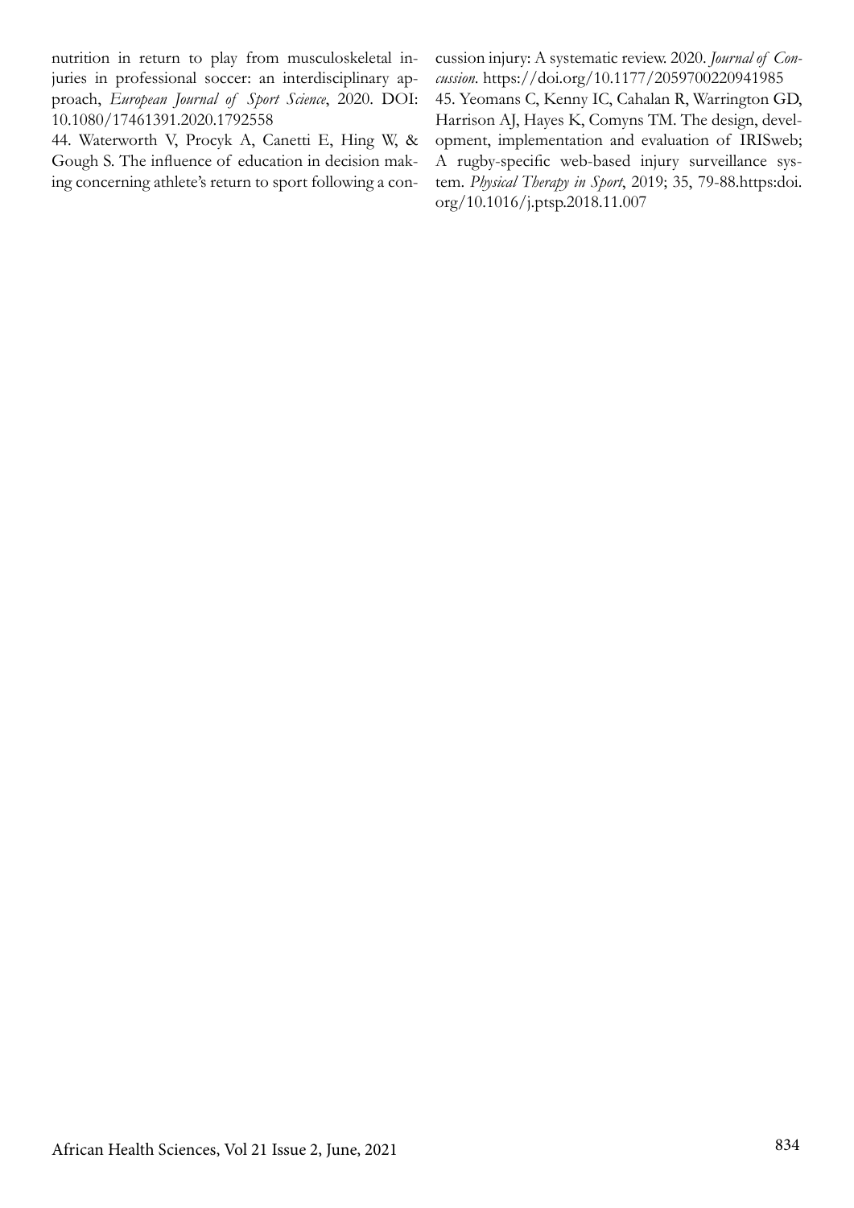nutrition in return to play from musculoskeletal injuries in professional soccer: an interdisciplinary approach, *European Journal of Sport Science*, 2020. DOI: 10.1080/17461391.2020.1792558

44. Waterworth V, Procyk A, Canetti E, Hing W, & Gough S. The influence of education in decision making concerning athlete's return to sport following a concussion injury: A systematic review. 2020. *Journal of Concussion*. https://doi.org/10.1177/2059700220941985

45. Yeomans C, Kenny IC, Cahalan R, Warrington GD, Harrison AJ, Hayes K, Comyns TM. The design, development, implementation and evaluation of IRISweb; A rugby-specific web-based injury surveillance system. *Physical Therapy in Sport*, 2019; 35, 79-88.https:doi.org/10.1016/j.ptsp.2018.11.007